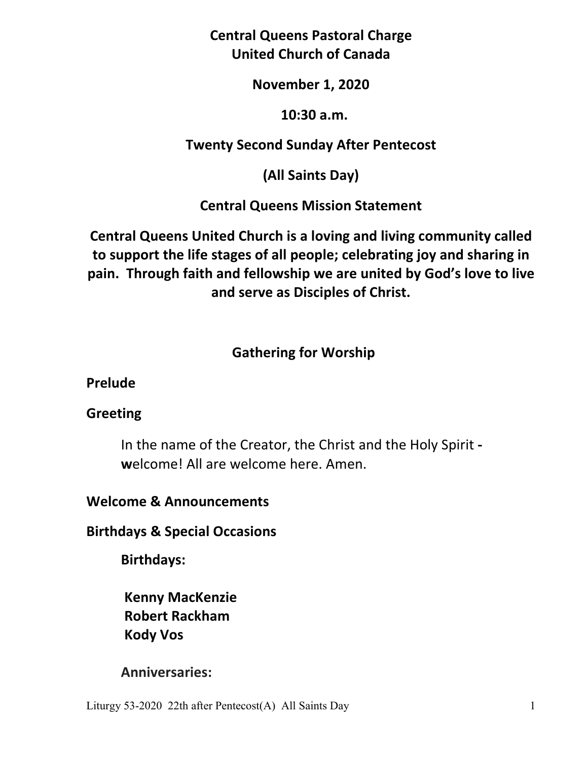# Central Queens Pastoral Charge
# United Church of Canada

**November 1, 2020**

**10:30 a.m.**

**Twenty Second Sunday After Pentecost**

**(All Saints Day)**

**Central Queens Mission Statement**

**Central Queens United Church is a loving and living community called to support the life stages of all people; celebrating joy and sharing in pain. Through faith and fellowship we are united by God's love to live and serve as Disciples of Christ.**

## Gathering for Worship

**Prelude**

**Greeting**

In the name of the Creator, the Christ and the Holy Spirit **- w**elcome! All are welcome here. Amen.

**Welcome & Announcements**

**Birthdays & Special Occasions**

**Birthdays:**

**Kenny MacKenzie**
**Robert Rackham**
**Kody Vos**

**Anniversaries:**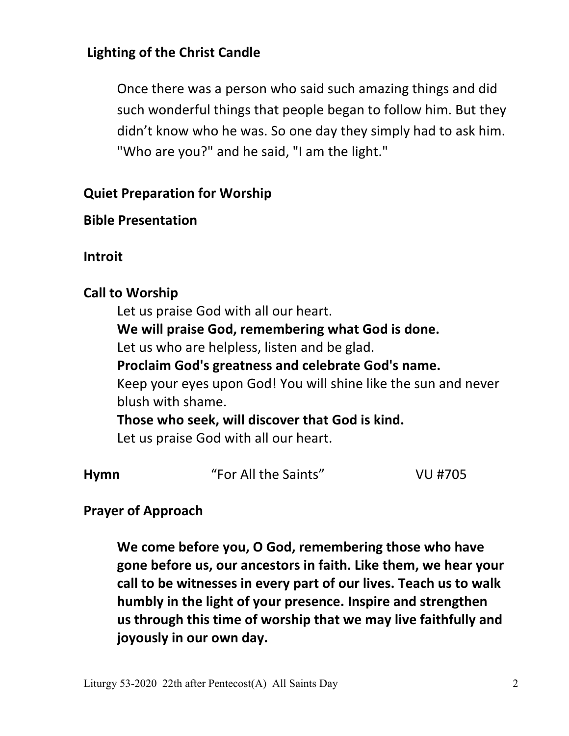**Lighting of the Christ Candle**

Once there was a person who said such amazing things and did such wonderful things that people began to follow him. But they didn't know who he was. So one day they simply had to ask him. "Who are you?" and he said, "I am the light."

**Quiet Preparation for Worship**

**Bible Presentation**

**Introit**

**Call to Worship**

Let us praise God with all our heart.
**We will praise God, remembering what God is done.**
Let us who are helpless, listen and be glad.
**Proclaim God's greatness and celebrate God's name.**
Keep your eyes upon God! You will shine like the sun and never blush with shame.
**Those who seek, will discover that God is kind.**
Let us praise God with all our heart.

**Hymn** "For All the Saints" VU #705

**Prayer of Approach**

**We come before you, O God, remembering those who have gone before us, our ancestors in faith. Like them, we hear your call to be witnesses in every part of our lives. Teach us to walk humbly in the light of your presence. Inspire and strengthen us through this time of worship that we may live faithfully and joyously in our own day.**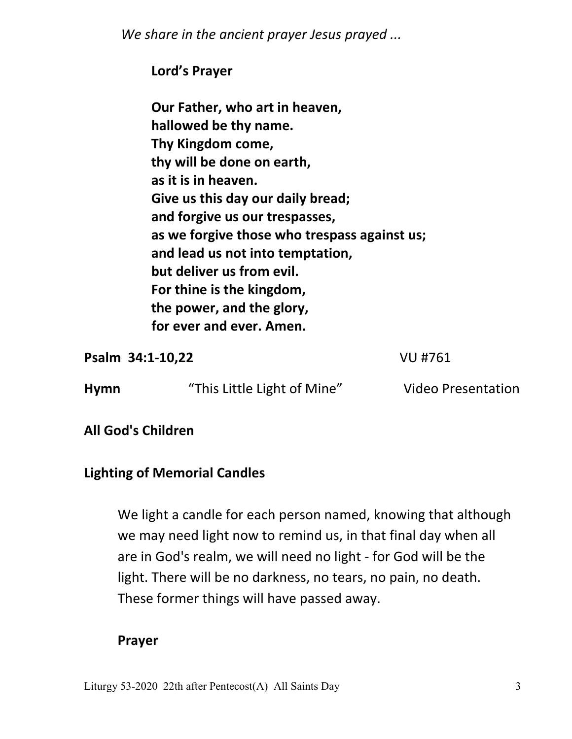*We share in the ancient prayer Jesus prayed ...*

**Lord's Prayer**

**Our Father, who art in heaven,**
**hallowed be thy name.**
**Thy Kingdom come,**
**thy will be done on earth,**
**as it is in heaven.**
**Give us this day our daily bread;**
**and forgive us our trespasses,**
**as we forgive those who trespass against us;**
**and lead us not into temptation,**
**but deliver us from evil.**
**For thine is the kingdom,**
**the power, and the glory,**
**for ever and ever. Amen.**

**Psalm 34:1-10,22** VU #761

**Hymn** "This Little Light of Mine" Video Presentation

**All God's Children**

**Lighting of Memorial Candles**

We light a candle for each person named, knowing that although we may need light now to remind us, in that final day when all are in God's realm, we will need no light - for God will be the light. There will be no darkness, no tears, no pain, no death. These former things will have passed away.

**Prayer**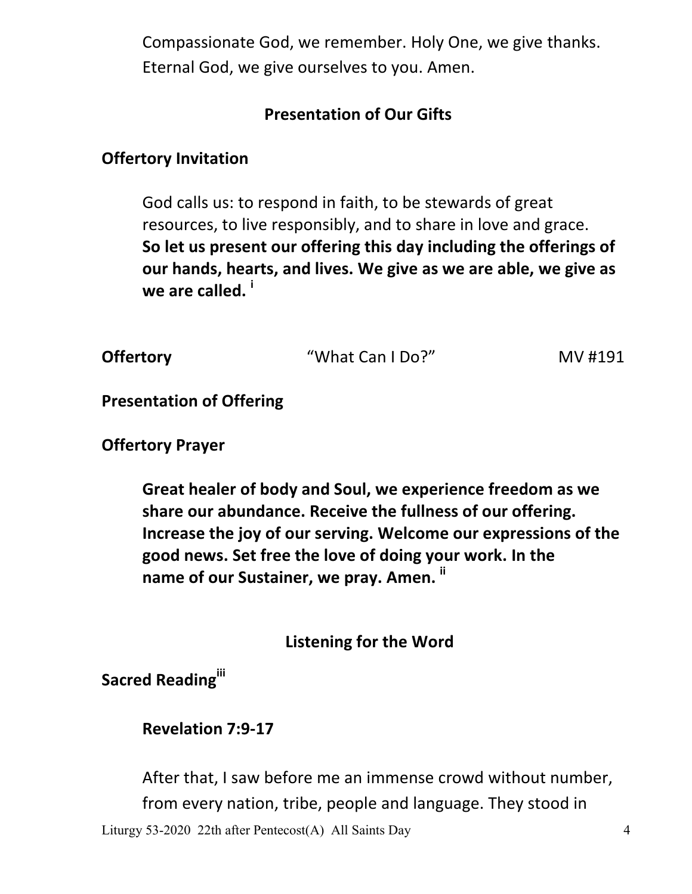Compassionate God, we remember. Holy One, we give thanks. Eternal God, we give ourselves to you. Amen.

## Presentation of Our Gifts

**Offertory Invitation**

God calls us: to respond in faith, to be stewards of great resources, to live responsibly, and to share in love and grace. **So let us present our offering this day including the offerings of our hands, hearts, and lives. We give as we are able, we give as we are called.** [i]

**Offertory** "What Can I Do?" MV #191

**Presentation of Offering**

**Offertory Prayer**

**Great healer of body and Soul, we experience freedom as we share our abundance. Receive the fullness of our offering. Increase the joy of our serving. Welcome our expressions of the good news. Set free the love of doing your work. In the name of our Sustainer, we pray. Amen.** [ii]

## Listening for the Word

**Sacred Reading**[iii]

**Revelation 7:9-17**

After that, I saw before me an immense crowd without number, from every nation, tribe, people and language. They stood in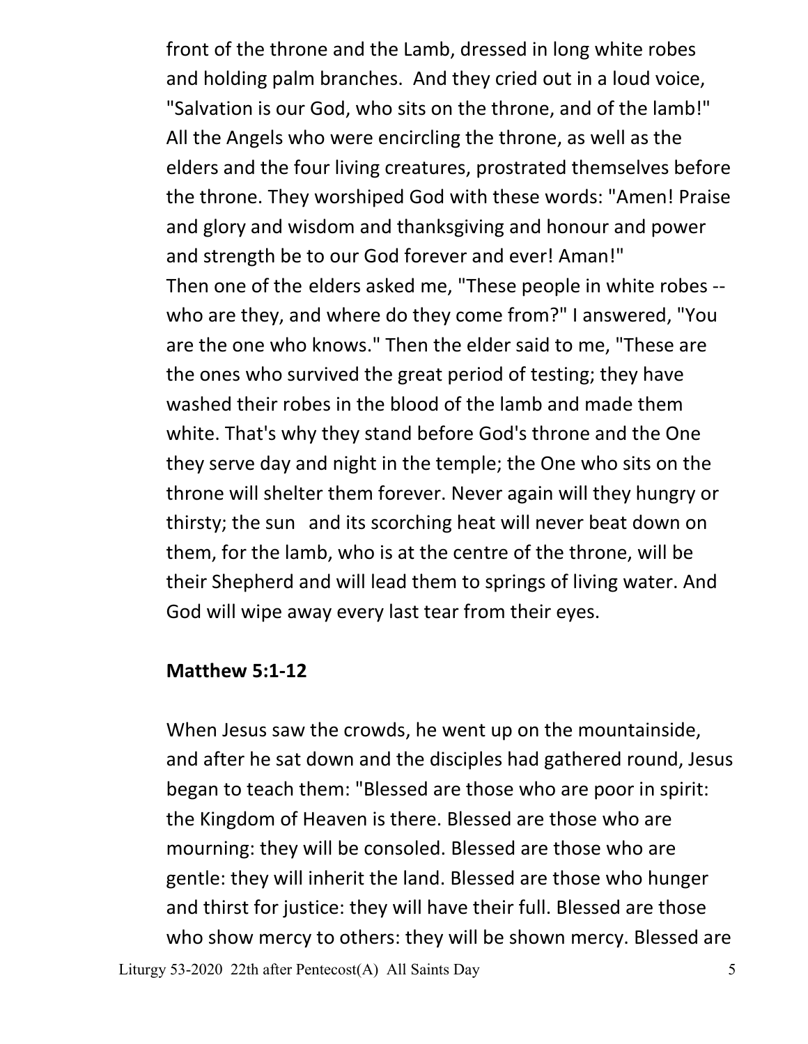front of the throne and the Lamb, dressed in long white robes and holding palm branches. And they cried out in a loud voice, "Salvation is our God, who sits on the throne, and of the lamb!" All the Angels who were encircling the throne, as well as the elders and the four living creatures, prostrated themselves before the throne. They worshiped God with these words: "Amen! Praise and glory and wisdom and thanksgiving and honour and power and strength be to our God forever and ever! Aman!"
Then one of the elders asked me, "These people in white robes -- who are they, and where do they come from?" I answered, "You are the one who knows." Then the elder said to me, "These are the ones who survived the great period of testing; they have washed their robes in the blood of the lamb and made them white. That's why they stand before God's throne and the One they serve day and night in the temple; the One who sits on the throne will shelter them forever. Never again will they hungry or thirsty; the sun and its scorching heat will never beat down on them, for the lamb, who is at the centre of the throne, will be their Shepherd and will lead them to springs of living water. And God will wipe away every last tear from their eyes.

**Matthew 5:1-12**

When Jesus saw the crowds, he went up on the mountainside, and after he sat down and the disciples had gathered round, Jesus began to teach them: "Blessed are those who are poor in spirit: the Kingdom of Heaven is there. Blessed are those who are mourning: they will be consoled. Blessed are those who are gentle: they will inherit the land. Blessed are those who hunger and thirst for justice: they will have their full. Blessed are those who show mercy to others: they will be shown mercy. Blessed are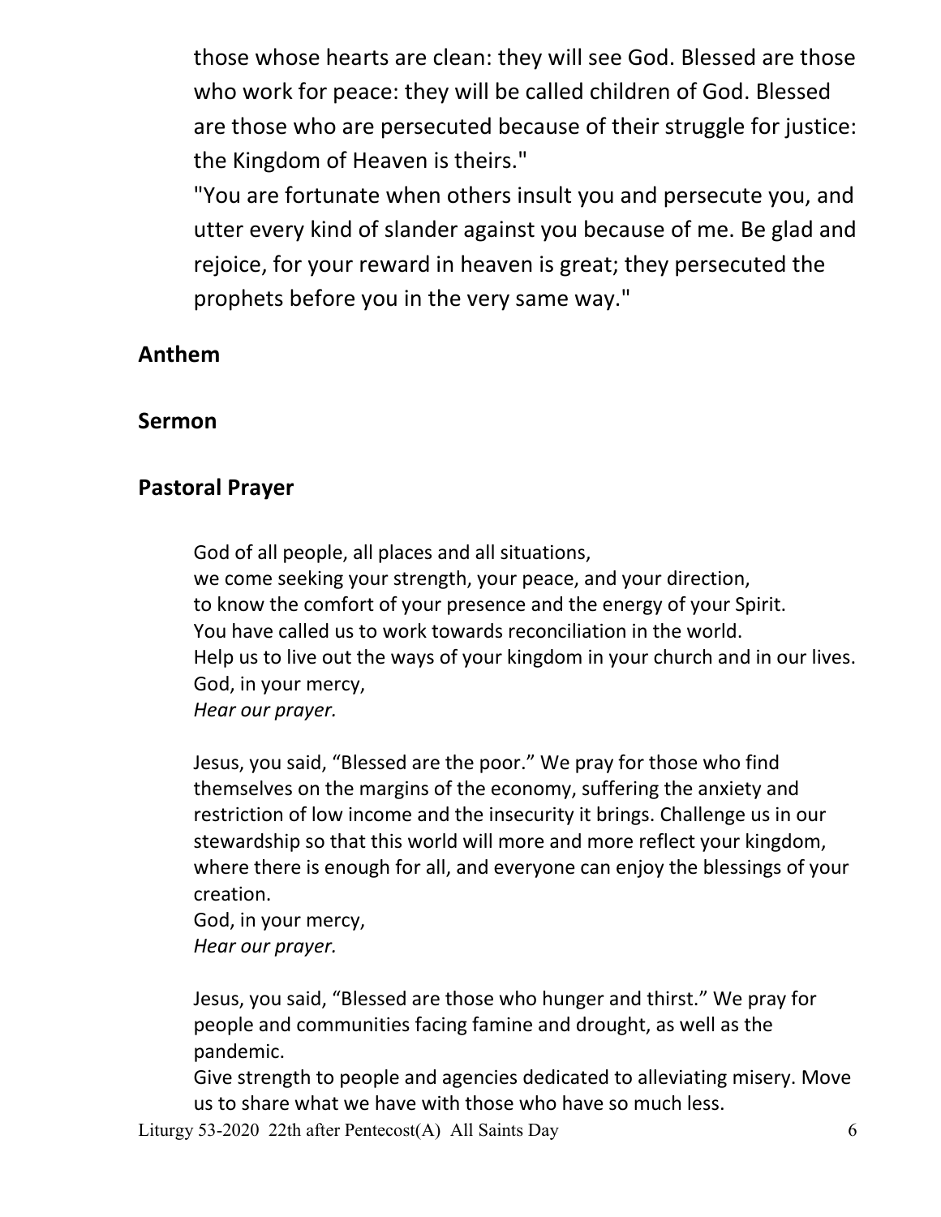those whose hearts are clean: they will see God. Blessed are those who work for peace: they will be called children of God. Blessed are those who are persecuted because of their struggle for justice: the Kingdom of Heaven is theirs."

"You are fortunate when others insult you and persecute you, and utter every kind of slander against you because of me. Be glad and rejoice, for your reward in heaven is great; they persecuted the prophets before you in the very same way."

**Anthem**

**Sermon**

**Pastoral Prayer**

God of all people, all places and all situations,
we come seeking your strength, your peace, and your direction,
to know the comfort of your presence and the energy of your Spirit.
You have called us to work towards reconciliation in the world.
Help us to live out the ways of your kingdom in your church and in our lives.
God, in your mercy,
*Hear our prayer.*

Jesus, you said, "Blessed are the poor." We pray for those who find themselves on the margins of the economy, suffering the anxiety and restriction of low income and the insecurity it brings. Challenge us in our stewardship so that this world will more and more reflect your kingdom, where there is enough for all, and everyone can enjoy the blessings of your creation.
God, in your mercy,
*Hear our prayer.*

Jesus, you said, "Blessed are those who hunger and thirst." We pray for people and communities facing famine and drought, as well as the pandemic.
Give strength to people and agencies dedicated to alleviating misery. Move us to share what we have with those who have so much less.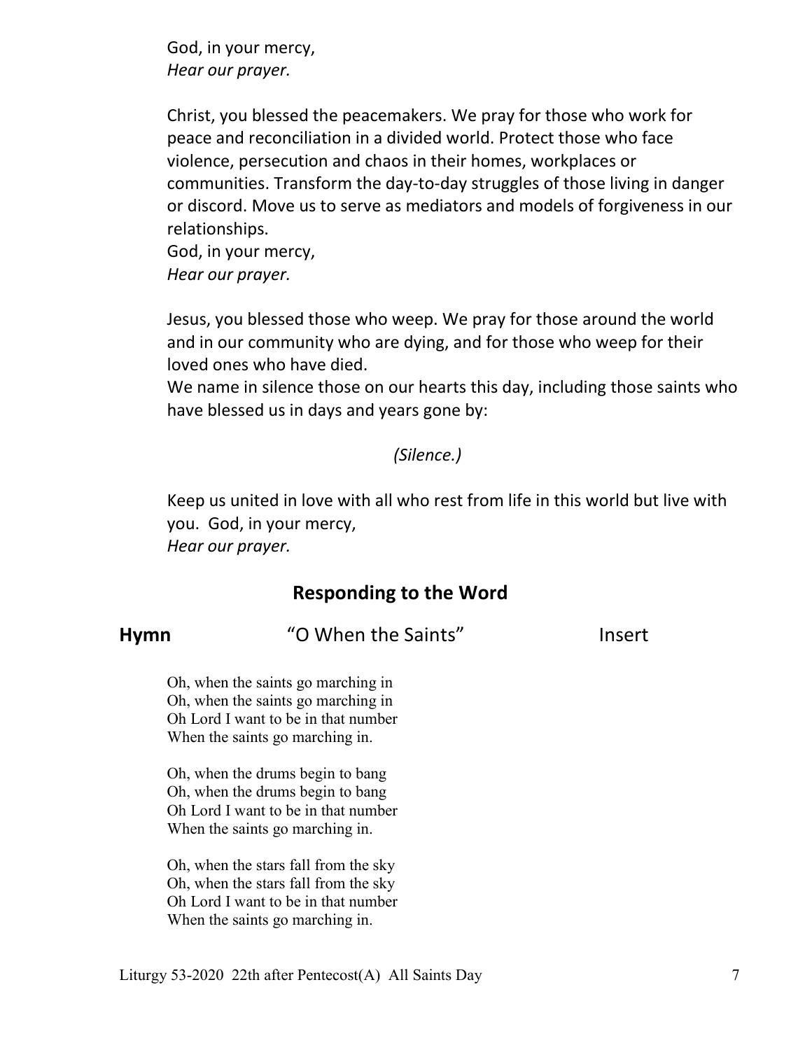God, in your mercy,
*Hear our prayer.*

Christ, you blessed the peacemakers. We pray for those who work for peace and reconciliation in a divided world. Protect those who face violence, persecution and chaos in their homes, workplaces or communities. Transform the day-to-day struggles of those living in danger or discord. Move us to serve as mediators and models of forgiveness in our relationships.
God, in your mercy,
*Hear our prayer.*

Jesus, you blessed those who weep. We pray for those around the world and in our community who are dying, and for those who weep for their loved ones who have died.
We name in silence those on our hearts this day, including those saints who have blessed us in days and years gone by:

*(Silence.)*

Keep us united in love with all who rest from life in this world but live with you. God, in your mercy,
*Hear our prayer.*

## Responding to the Word

**Hymn** "O When the Saints" Insert

Oh, when the saints go marching in
Oh, when the saints go marching in
Oh Lord I want to be in that number
When the saints go marching in.

Oh, when the drums begin to bang
Oh, when the drums begin to bang
Oh Lord I want to be in that number
When the saints go marching in.

Oh, when the stars fall from the sky
Oh, when the stars fall from the sky
Oh Lord I want to be in that number
When the saints go marching in.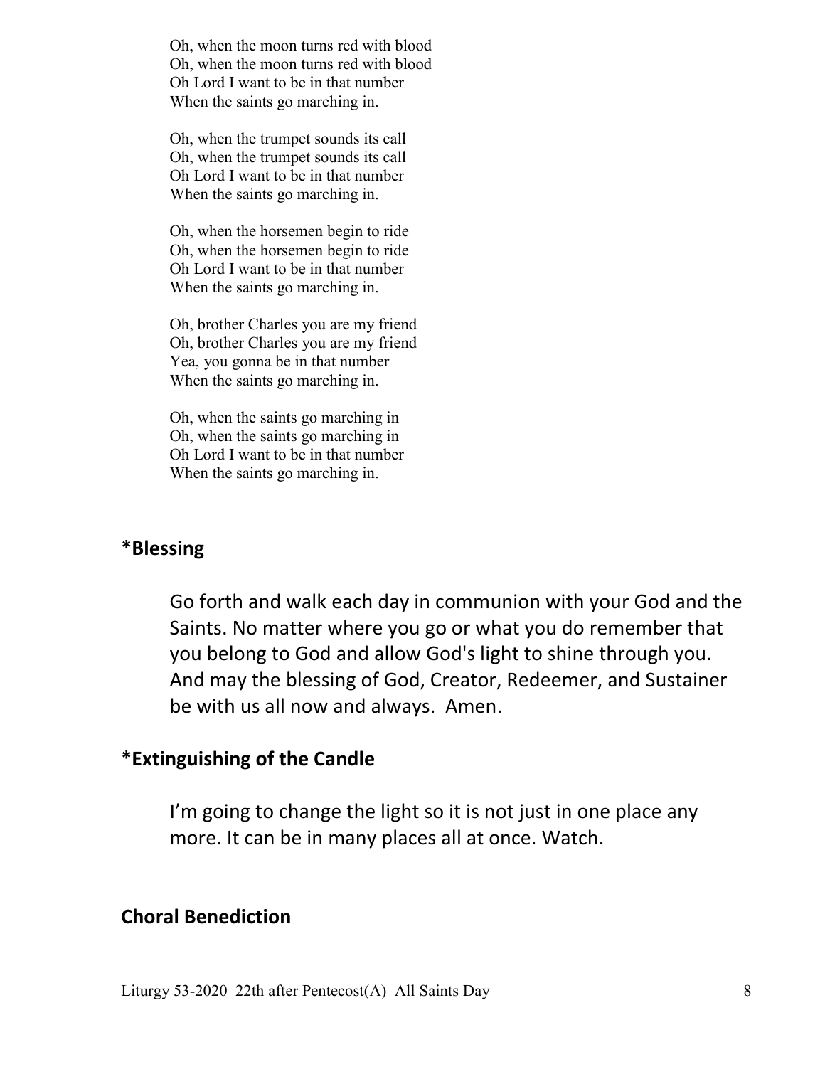Oh, when the moon turns red with blood
Oh, when the moon turns red with blood
Oh Lord I want to be in that number
When the saints go marching in.

Oh, when the trumpet sounds its call
Oh, when the trumpet sounds its call
Oh Lord I want to be in that number
When the saints go marching in.

Oh, when the horsemen begin to ride
Oh, when the horsemen begin to ride
Oh Lord I want to be in that number
When the saints go marching in.

Oh, brother Charles you are my friend
Oh, brother Charles you are my friend
Yea, you gonna be in that number
When the saints go marching in.

Oh, when the saints go marching in
Oh, when the saints go marching in
Oh Lord I want to be in that number
When the saints go marching in.

## *Blessing

Go forth and walk each day in communion with your God and the Saints. No matter where you go or what you do remember that you belong to God and allow God's light to shine through you. And may the blessing of God, Creator, Redeemer, and Sustainer be with us all now and always. Amen.

## *Extinguishing of the Candle

I'm going to change the light so it is not just in one place any more. It can be in many places all at once. Watch.

## Choral Benediction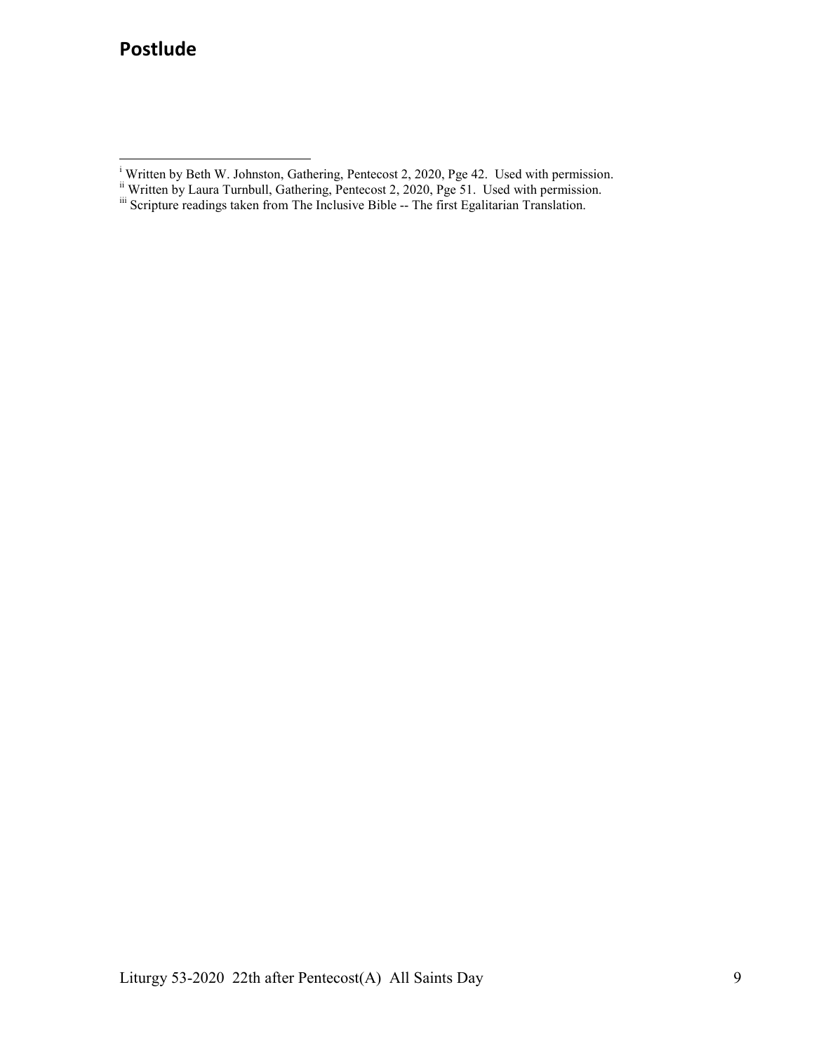## Postlude

---

[i] Written by Beth W. Johnston, Gathering, Pentecost 2, 2020, Pge 42. Used with permission.

[ii] Written by Laura Turnbull, Gathering, Pentecost 2, 2020, Pge 51. Used with permission.

[iii] Scripture readings taken from The Inclusive Bible -- The first Egalitarian Translation.